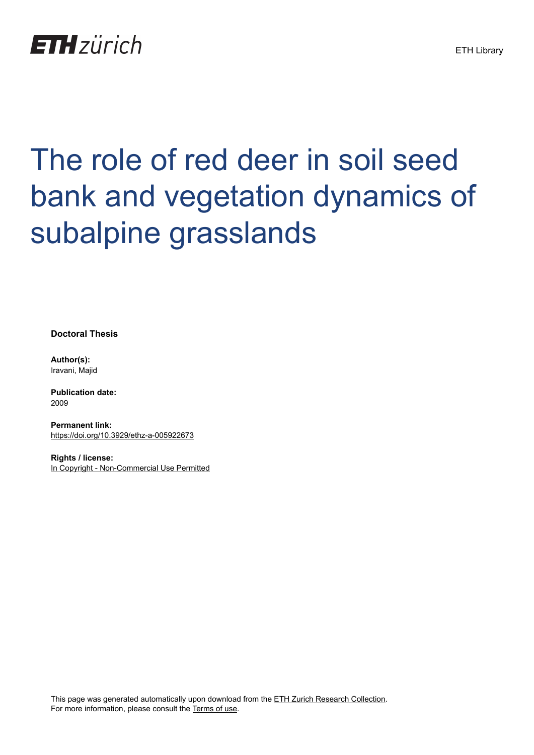ETH zürich

ETH Library

# The role of red deer in soil seed bank and vegetation dynamics of subalpine grasslands

**Doctoral Thesis**

**Author(s):**
Iravani, Majid

**Publication date:**
2009

**Permanent link:**
https://doi.org/10.3929/ethz-a-005922673

**Rights / license:**
In Copyright - Non-Commercial Use Permitted

This page was generated automatically upon download from the ETH Zurich Research Collection.
For more information, please consult the Terms of use.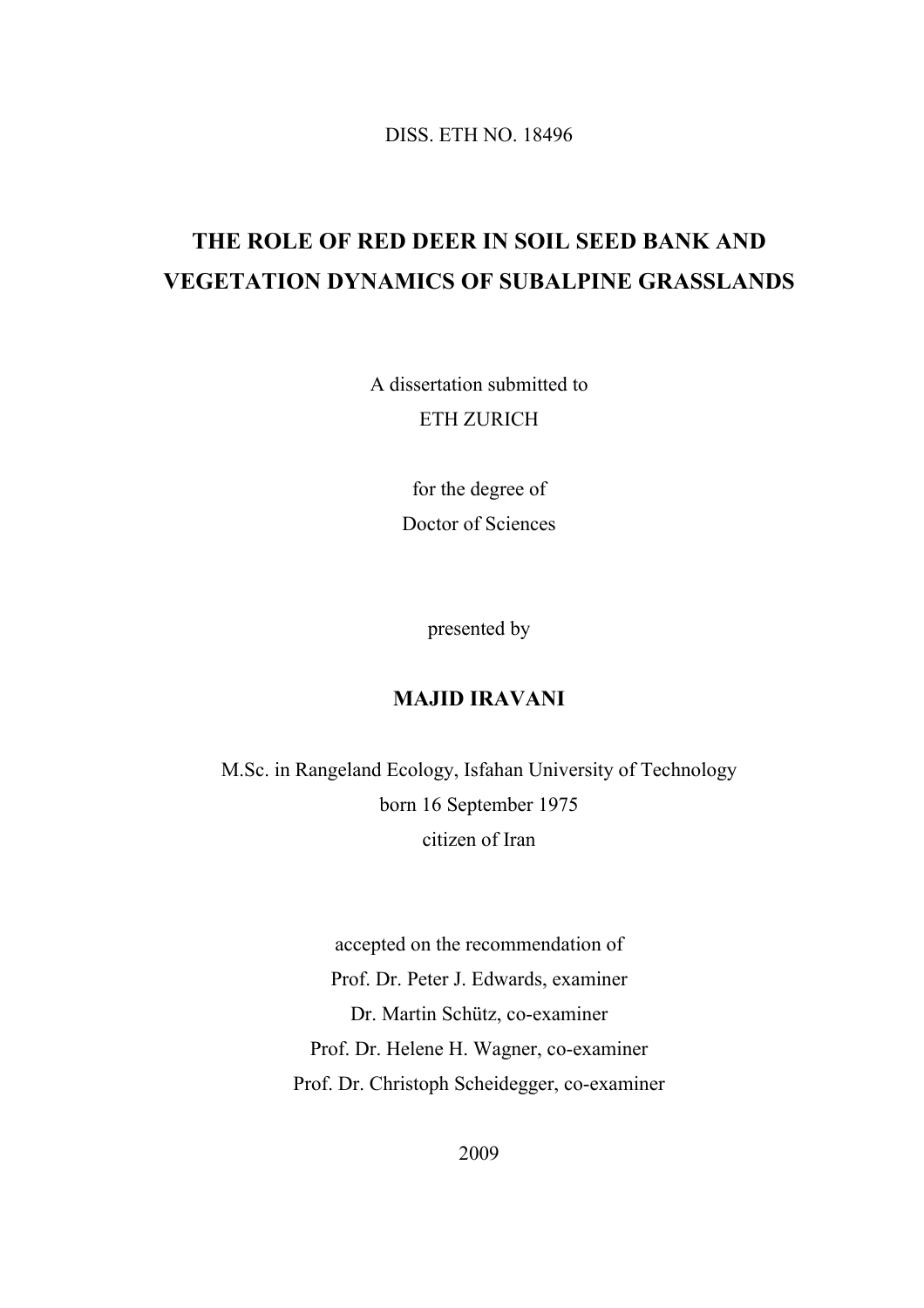DISS. ETH NO. 18496

# THE ROLE OF RED DEER IN SOIL SEED BANK AND VEGETATION DYNAMICS OF SUBALPINE GRASSLANDS

A dissertation submitted to
ETH ZURICH

for the degree of
Doctor of Sciences

presented by

**MAJID IRAVANI**

M.Sc. in Rangeland Ecology, Isfahan University of Technology
born 16 September 1975
citizen of Iran

accepted on the recommendation of
Prof. Dr. Peter J. Edwards, examiner
Dr. Martin Schütz, co-examiner
Prof. Dr. Helene H. Wagner, co-examiner
Prof. Dr. Christoph Scheidegger, co-examiner

2009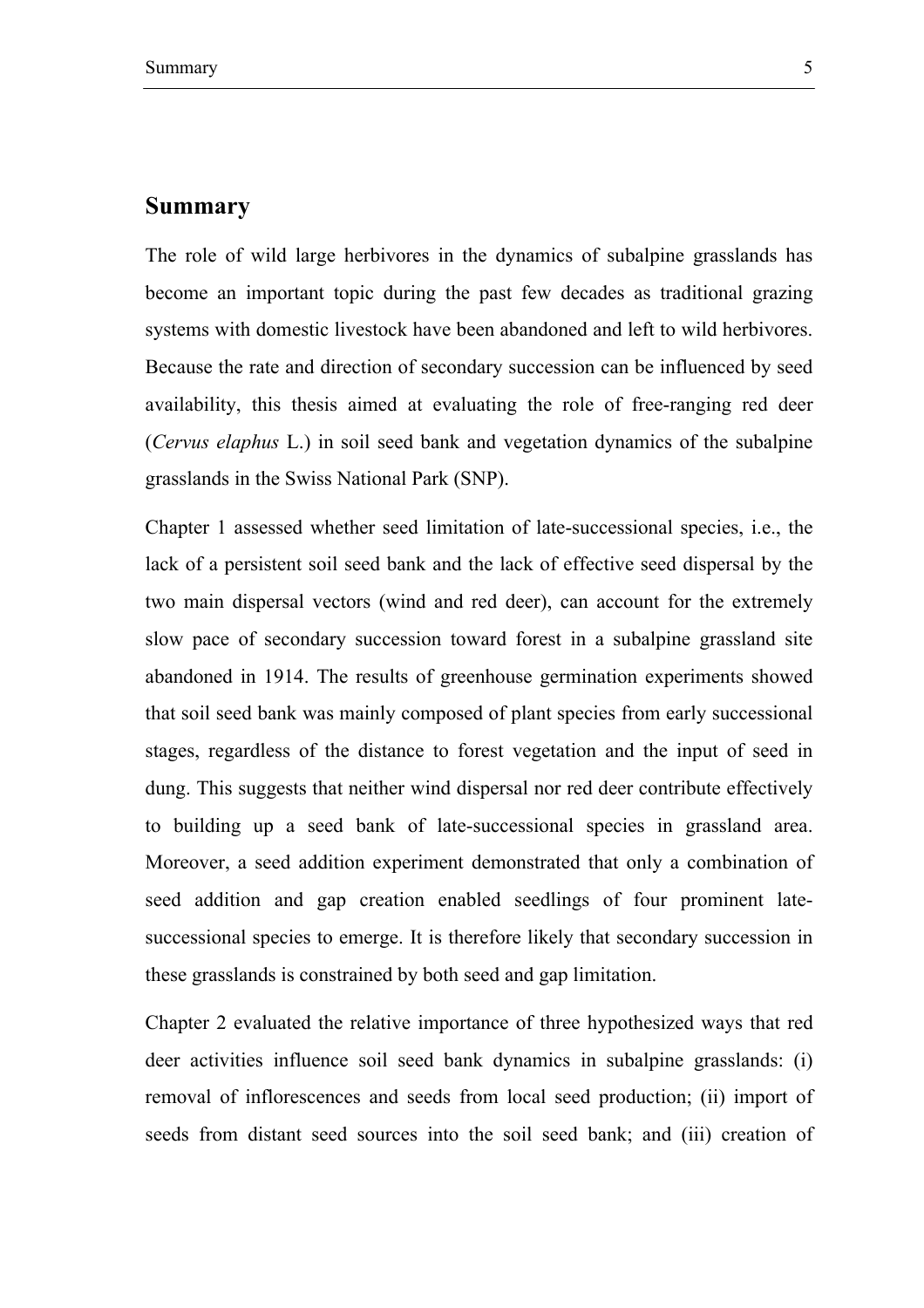## Summary

The role of wild large herbivores in the dynamics of subalpine grasslands has become an important topic during the past few decades as traditional grazing systems with domestic livestock have been abandoned and left to wild herbivores. Because the rate and direction of secondary succession can be influenced by seed availability, this thesis aimed at evaluating the role of free-ranging red deer (*Cervus elaphus* L.) in soil seed bank and vegetation dynamics of the subalpine grasslands in the Swiss National Park (SNP).

Chapter 1 assessed whether seed limitation of late-successional species, i.e., the lack of a persistent soil seed bank and the lack of effective seed dispersal by the two main dispersal vectors (wind and red deer), can account for the extremely slow pace of secondary succession toward forest in a subalpine grassland site abandoned in 1914. The results of greenhouse germination experiments showed that soil seed bank was mainly composed of plant species from early successional stages, regardless of the distance to forest vegetation and the input of seed in dung. This suggests that neither wind dispersal nor red deer contribute effectively to building up a seed bank of late-successional species in grassland area. Moreover, a seed addition experiment demonstrated that only a combination of seed addition and gap creation enabled seedlings of four prominent late-successional species to emerge. It is therefore likely that secondary succession in these grasslands is constrained by both seed and gap limitation.

Chapter 2 evaluated the relative importance of three hypothesized ways that red deer activities influence soil seed bank dynamics in subalpine grasslands: (i) removal of inflorescences and seeds from local seed production; (ii) import of seeds from distant seed sources into the soil seed bank; and (iii) creation of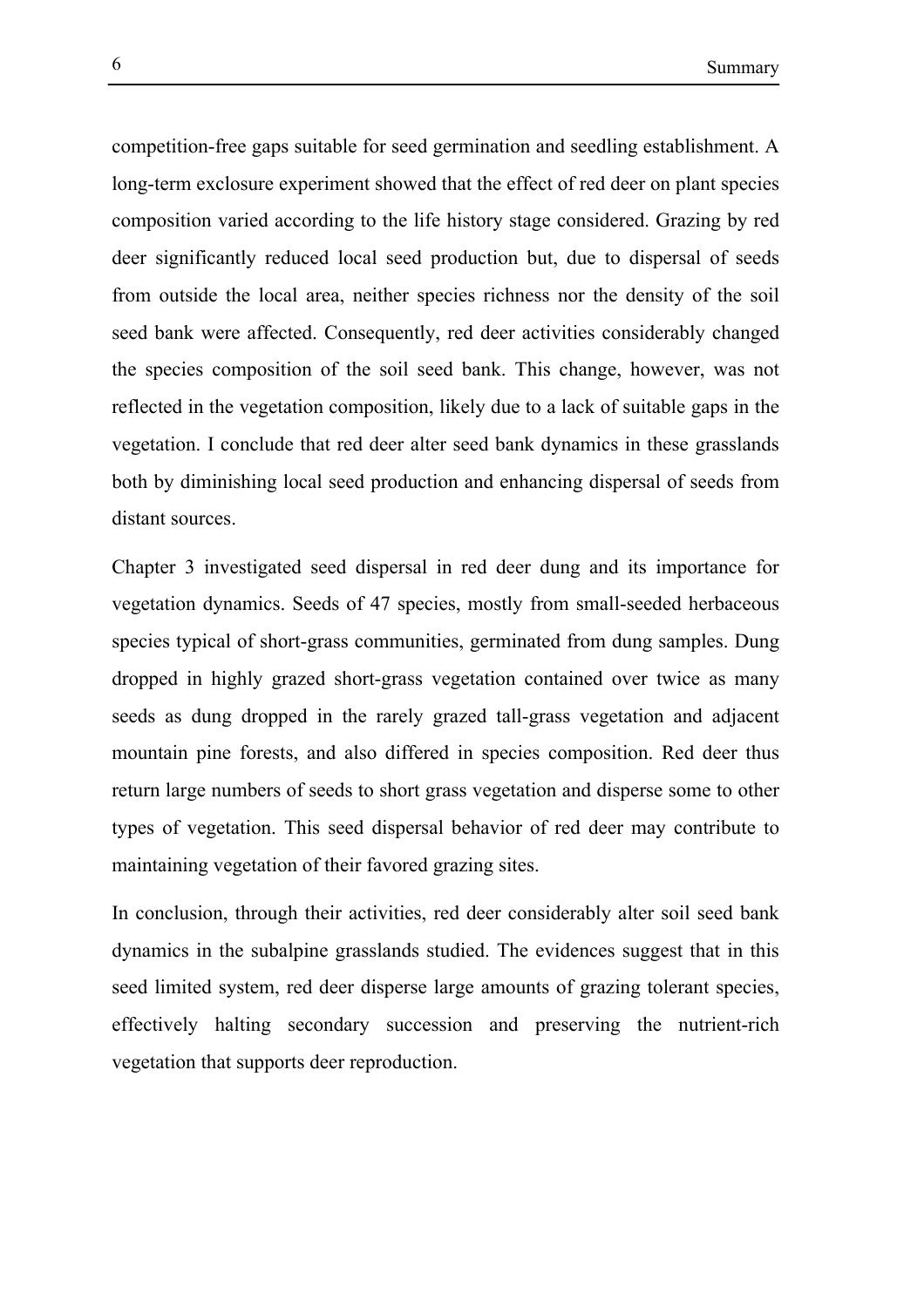competition-free gaps suitable for seed germination and seedling establishment. A long-term exclosure experiment showed that the effect of red deer on plant species composition varied according to the life history stage considered. Grazing by red deer significantly reduced local seed production but, due to dispersal of seeds from outside the local area, neither species richness nor the density of the soil seed bank were affected. Consequently, red deer activities considerably changed the species composition of the soil seed bank. This change, however, was not reflected in the vegetation composition, likely due to a lack of suitable gaps in the vegetation. I conclude that red deer alter seed bank dynamics in these grasslands both by diminishing local seed production and enhancing dispersal of seeds from distant sources.

Chapter 3 investigated seed dispersal in red deer dung and its importance for vegetation dynamics. Seeds of 47 species, mostly from small-seeded herbaceous species typical of short-grass communities, germinated from dung samples. Dung dropped in highly grazed short-grass vegetation contained over twice as many seeds as dung dropped in the rarely grazed tall-grass vegetation and adjacent mountain pine forests, and also differed in species composition. Red deer thus return large numbers of seeds to short grass vegetation and disperse some to other types of vegetation. This seed dispersal behavior of red deer may contribute to maintaining vegetation of their favored grazing sites.

In conclusion, through their activities, red deer considerably alter soil seed bank dynamics in the subalpine grasslands studied. The evidences suggest that in this seed limited system, red deer disperse large amounts of grazing tolerant species, effectively halting secondary succession and preserving the nutrient-rich vegetation that supports deer reproduction.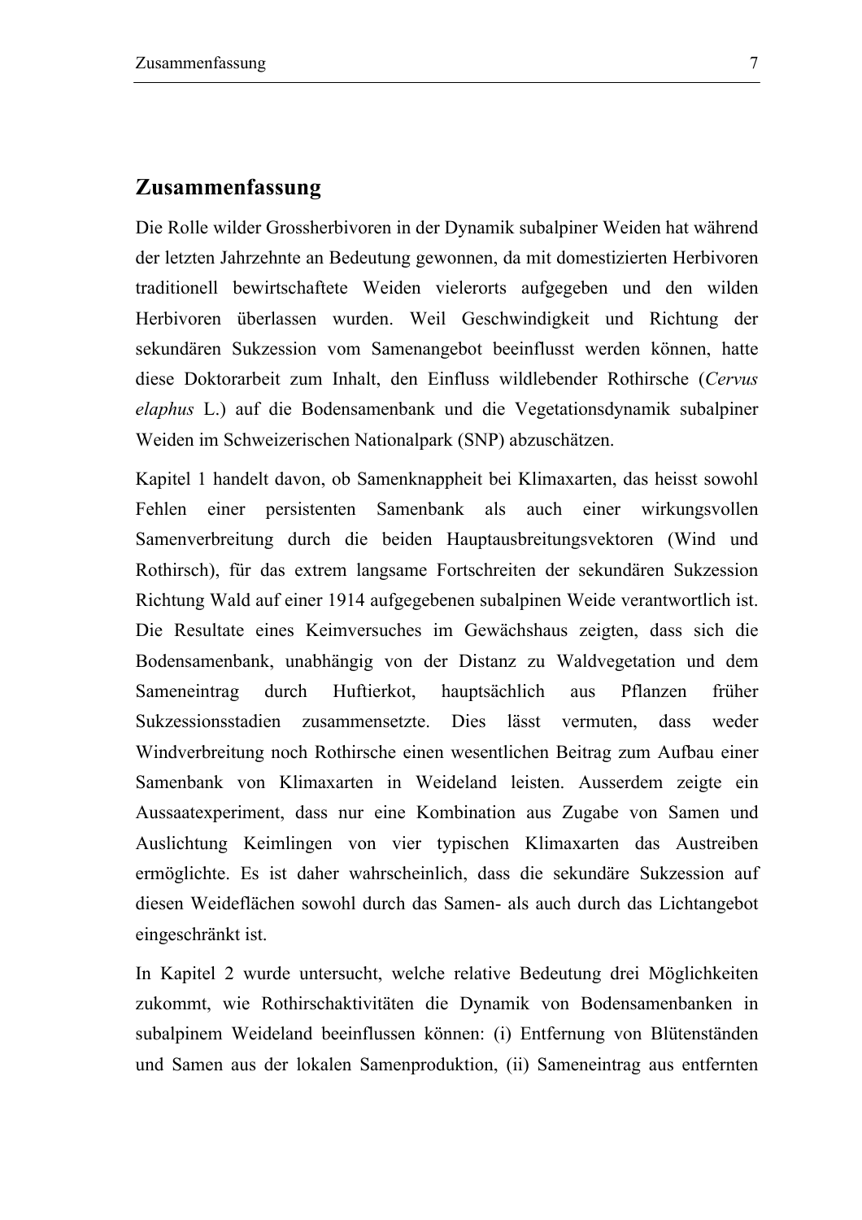## Zusammenfassung

Die Rolle wilder Grossherbivoren in der Dynamik subalpiner Weiden hat während der letzten Jahrzehnte an Bedeutung gewonnen, da mit domestizierten Herbivoren traditionell bewirtschaftete Weiden vielerorts aufgegeben und den wilden Herbivoren überlassen wurden. Weil Geschwindigkeit und Richtung der sekundären Sukzession vom Samenangebot beeinflusst werden können, hatte diese Doktorarbeit zum Inhalt, den Einfluss wildlebender Rothirsche (*Cervus elaphus* L.) auf die Bodensamenbank und die Vegetationsdynamik subalpiner Weiden im Schweizerischen Nationalpark (SNP) abzuschätzen.

Kapitel 1 handelt davon, ob Samenknappheit bei Klimaxarten, das heisst sowohl Fehlen einer persistenten Samenbank als auch einer wirkungsvollen Samenverbreitung durch die beiden Hauptausbreitungsvektoren (Wind und Rothirsch), für das extrem langsame Fortschreiten der sekundären Sukzession Richtung Wald auf einer 1914 aufgegebenen subalpinen Weide verantwortlich ist. Die Resultate eines Keimversuches im Gewächshaus zeigten, dass sich die Bodensamenbank, unabhängig von der Distanz zu Waldvegetation und dem Sameneintrag durch Huftierkot, hauptsächlich aus Pflanzen früher Sukzessionsstadien zusammensetzte. Dies lässt vermuten, dass weder Windverbreitung noch Rothirsche einen wesentlichen Beitrag zum Aufbau einer Samenbank von Klimaxarten in Weideland leisten. Ausserdem zeigte ein Aussaatexperiment, dass nur eine Kombination aus Zugabe von Samen und Auslichtung Keimlingen von vier typischen Klimaxarten das Austreiben ermöglichte. Es ist daher wahrscheinlich, dass die sekundäre Sukzession auf diesen Weideflächen sowohl durch das Samen- als auch durch das Lichtangebot eingeschränkt ist.

In Kapitel 2 wurde untersucht, welche relative Bedeutung drei Möglichkeiten zukommt, wie Rothirschaktivitäten die Dynamik von Bodensamenbanken in subalpinem Weideland beeinflussen können: (i) Entfernung von Blütenständen und Samen aus der lokalen Samenproduktion, (ii) Sameneintrag aus entfernten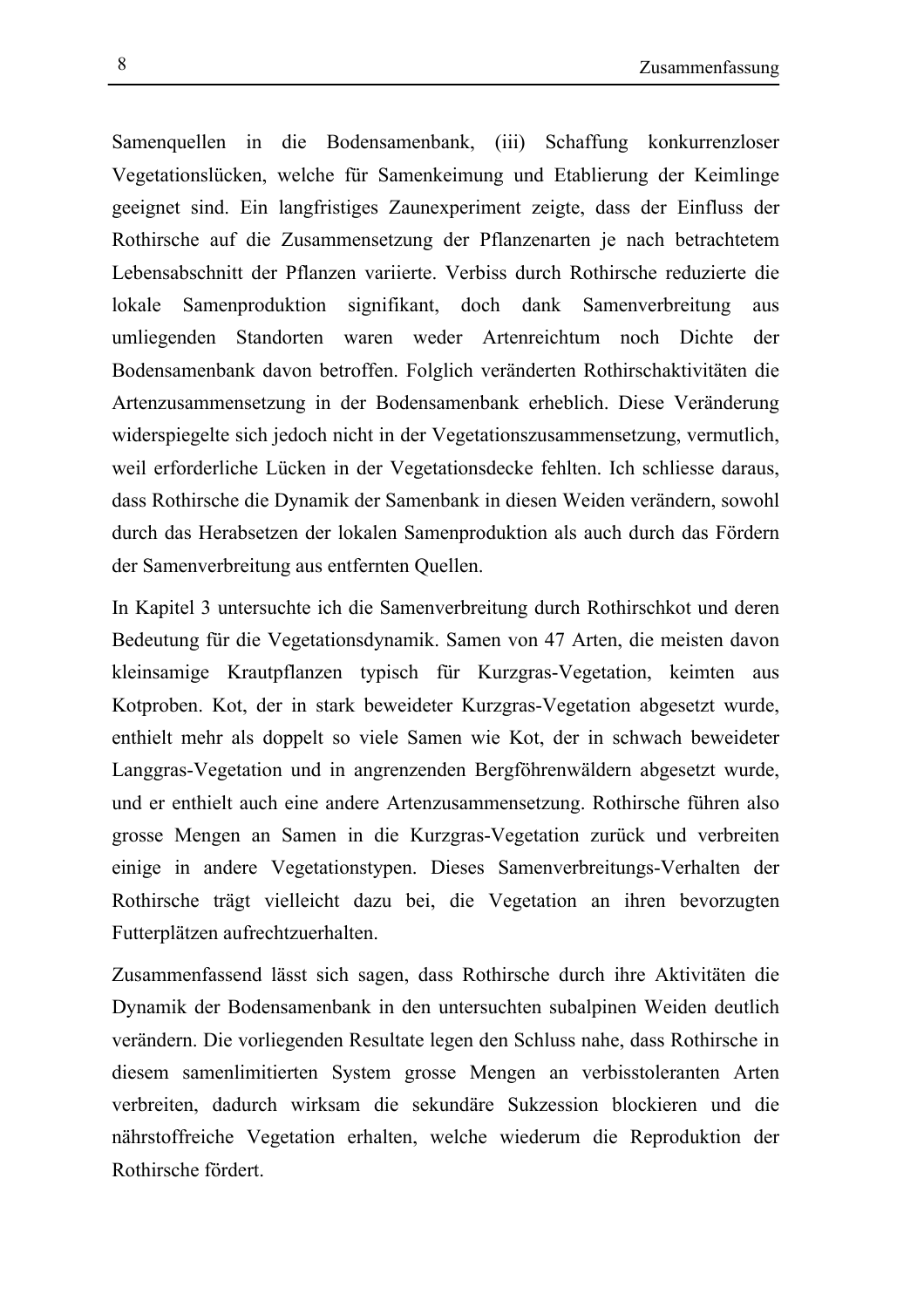Samenquellen in die Bodensamenbank, (iii) Schaffung konkurrenzloser Vegetationslücken, welche für Samenkeimung und Etablierung der Keimlinge geeignet sind. Ein langfristiges Zaunexperiment zeigte, dass der Einfluss der Rothirsche auf die Zusammensetzung der Pflanzenarten je nach betrachtetem Lebensabschnitt der Pflanzen variierte. Verbiss durch Rothirsche reduzierte die lokale Samenproduktion signifikant, doch dank Samenverbreitung aus umliegenden Standorten waren weder Artenreichtum noch Dichte der Bodensamenbank davon betroffen. Folglich veränderten Rothirschaktivitäten die Artenzusammensetzung in der Bodensamenbank erheblich. Diese Veränderung widerspiegelte sich jedoch nicht in der Vegetationszusammensetzung, vermutlich, weil erforderliche Lücken in der Vegetationsdecke fehlten. Ich schliesse daraus, dass Rothirsche die Dynamik der Samenbank in diesen Weiden verändern, sowohl durch das Herabsetzen der lokalen Samenproduktion als auch durch das Fördern der Samenverbreitung aus entfernten Quellen.

In Kapitel 3 untersuchte ich die Samenverbreitung durch Rothirschkot und deren Bedeutung für die Vegetationsdynamik. Samen von 47 Arten, die meisten davon kleinsamige Krautpflanzen typisch für Kurzgras-Vegetation, keimten aus Kotproben. Kot, der in stark beweideter Kurzgras-Vegetation abgesetzt wurde, enthielt mehr als doppelt so viele Samen wie Kot, der in schwach beweideter Langgras-Vegetation und in angrenzenden Bergföhrenwäldern abgesetzt wurde, und er enthielt auch eine andere Artenzusammensetzung. Rothirsche führen also grosse Mengen an Samen in die Kurzgras-Vegetation zurück und verbreiten einige in andere Vegetationstypen. Dieses Samenverbreitungs-Verhalten der Rothirsche trägt vielleicht dazu bei, die Vegetation an ihren bevorzugten Futterplätzen aufrechtzuerhalten.

Zusammenfassend lässt sich sagen, dass Rothirsche durch ihre Aktivitäten die Dynamik der Bodensamenbank in den untersuchten subalpinen Weiden deutlich verändern. Die vorliegenden Resultate legen den Schluss nahe, dass Rothirsche in diesem samenlimitierten System grosse Mengen an verbisstoleranten Arten verbreiten, dadurch wirksam die sekundäre Sukzession blockieren und die nährstoffreiche Vegetation erhalten, welche wiederum die Reproduktion der Rothirsche fördert.